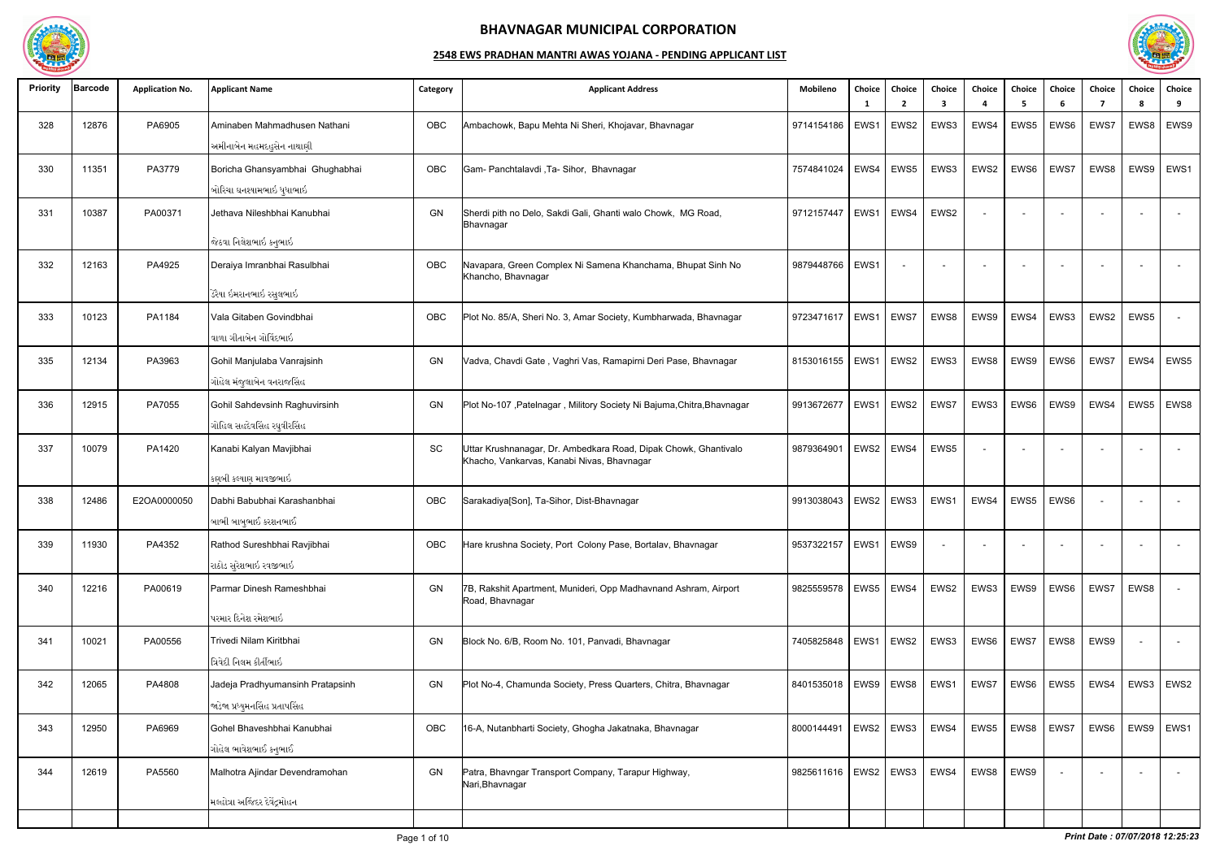# BHAVNAGAR MUNICIPAL CORPORATION

## 2548 EWS PRADHAN MANTRI AWAS YOJANA - PENDING APPLICANT LIST

| Priority | Barcode | Application No. | Applicant Name | Category | Applicant Address | Mobileno | Choice 1 | Choice 2 | Choice 3 | Choice 4 | Choice 5 | Choice 6 | Choice 7 | Choice 8 | Choice 9 |
|---|---|---|---|---|---|---|---|---|---|---|---|---|---|---|---|
| 328 | 12876 | PA6905 | Aminaben Mahmadhusen Nathani<br>અમીનાબેન મહમદહુસેન નાથાણી | OBC | Ambachowk, Bapu Mehta Ni Sheri, Khojavar, Bhavnagar | 9714154186 | EWS1 | EWS2 | EWS3 | EWS4 | EWS5 | EWS6 | EWS7 | EWS8 | EWS9 |
| 330 | 11351 | PA3779 | Boricha Ghansyambhai Ghughabhai<br>બોરિચા ઘનશ્યામભાઈ ઘુઘાભાઈ | OBC | Gam- Panchtalavdi ,Ta- Sihor, Bhavnagar | 7574841024 | EWS4 | EWS5 | EWS3 | EWS2 | EWS6 | EWS7 | EWS8 | EWS9 | EWS1 |
| 331 | 10387 | PA00371 | Jethava Nileshbhai Kanubhai<br>જેઠવા નિલેશભાઈ કનુભાઈ | GN | Sherdi pith no Delo, Sakdi Gali, Ghanti walo Chowk, MG Road, Bhavnagar | 9712157447 | EWS1 | EWS4 | EWS2 | - | - | - | - | - | - |
| 332 | 12163 | PA4925 | Deraiya Imranbhai Rasulbhai<br>ડેરૈયા ઈમરાનભાઈ રસુલભાઈ | OBC | Navapara, Green Complex Ni Samena Khanchama, Bhupat Sinh No Khancho, Bhavnagar | 9879448766 | EWS1 | - | - | - | - | - | - | - | - |
| 333 | 10123 | PA1184 | Vala Gitaben Govindbhai<br>વાળા ગીતાબેન ગોવિંદભાઈ | OBC | Plot No. 85/A, Sheri No. 3, Amar Society, Kumbharwada, Bhavnagar | 9723471617 | EWS1 | EWS7 | EWS8 | EWS9 | EWS4 | EWS3 | EWS2 | EWS5 | - |
| 335 | 12134 | PA3963 | Gohil Manjulaba Vanrajsinh<br>ગોહેલ મંજુલાબેન વનરાજસિંહ | GN | Vadva, Chavdi Gate , Vaghri Vas, Ramapirni Deri Pase, Bhavnagar | 8153016155 | EWS1 | EWS2 | EWS3 | EWS8 | EWS9 | EWS6 | EWS7 | EWS4 | EWS5 |
| 336 | 12915 | PA7055 | Gohil Sahdevsinh Raghuvirsinh<br>ગોહિલ સહદેવસિંહ રઘુવીરસિંહ | GN | Plot No-107 ,Patelnagar , Militory Society Ni Bajuma,Chitra,Bhavnagar | 9913672677 | EWS1 | EWS2 | EWS7 | EWS3 | EWS6 | EWS9 | EWS4 | EWS5 | EWS8 |
| 337 | 10079 | PA1420 | Kanabi Kalyan Mavjibhai<br>કણબી કલ્યાણ માવજીભાઈ | SC | Uttar Krushnanagar, Dr. Ambedkara Road, Dipak Chowk, Ghantivalo Khacho, Vankarvas, Kanabi Nivas, Bhavnagar | 9879364901 | EWS2 | EWS4 | EWS5 | - | - | - | - | - | - |
| 338 | 12486 | E2OA0000050 | Dabhi Babubhai Karashanbhai<br>ડાભી બાબુભાઈ કરશનભાઈ | OBC | Sarakadiya[Son], Ta-Sihor, Dist-Bhavnagar | 9913038043 | EWS2 | EWS3 | EWS1 | EWS4 | EWS5 | EWS6 | - | - | - |
| 339 | 11930 | PA4352 | Rathod Sureshbhai Ravjibhai<br>રાઠોડ સુરેશભાઈ રવજીભાઈ | OBC | Hare krushna Society, Port Colony Pase, Bortalav, Bhavnagar | 9537322157 | EWS1 | EWS9 | - | - | - | - | - | - | - |
| 340 | 12216 | PA00619 | Parmar Dinesh Rameshbhai<br>પરમાર દિનેશ રમેશભાઈ | GN | 7B, Rakshit Apartment, Munideri, Opp Madhavnand Ashram, Airport Road, Bhavnagar | 9825559578 | EWS5 | EWS4 | EWS2 | EWS3 | EWS9 | EWS6 | EWS7 | EWS8 | - |
| 341 | 10021 | PA00556 | Trivedi Nilam Kiritbhai<br>ત્રિવેદી નિલમ કીર્તીભાઈ | GN | Block No. 6/B, Room No. 101, Panvadi, Bhavnagar | 7405825848 | EWS1 | EWS2 | EWS3 | EWS6 | EWS7 | EWS8 | EWS9 | - | - |
| 342 | 12065 | PA4808 | Jadeja Pradhyumansinh Pratapsinh<br>જાડેજા પ્રધ્યુમનસિંહ પ્રતાપસિંહ | GN | Plot No-4, Chamunda Society, Press Quarters, Chitra, Bhavnagar | 8401535018 | EWS9 | EWS8 | EWS1 | EWS7 | EWS6 | EWS5 | EWS4 | EWS3 | EWS2 |
| 343 | 12950 | PA6969 | Gohel Bhaveshbhai Kanubhai<br>ગોહેલ ભાવેશભાઈ કનુભાઈ | OBC | 16-A, Nutanbharti Society, Ghogha Jakatnaka, Bhavnagar | 8000144491 | EWS2 | EWS3 | EWS4 | EWS5 | EWS8 | EWS7 | EWS6 | EWS9 | EWS1 |
| 344 | 12619 | PA5560 | Malhotra Ajindar Devendramohan<br>મલ્હોત્રા અજિંદર દેવેંદ્રમોહન | GN | Patra, Bhavngar Transport Company, Tarapur Highway, Nari,Bhavnagar | 9825611616 | EWS2 | EWS3 | EWS4 | EWS8 | EWS9 | - | - | - | - |

*Print Date : 07/07/2018 12:25:23*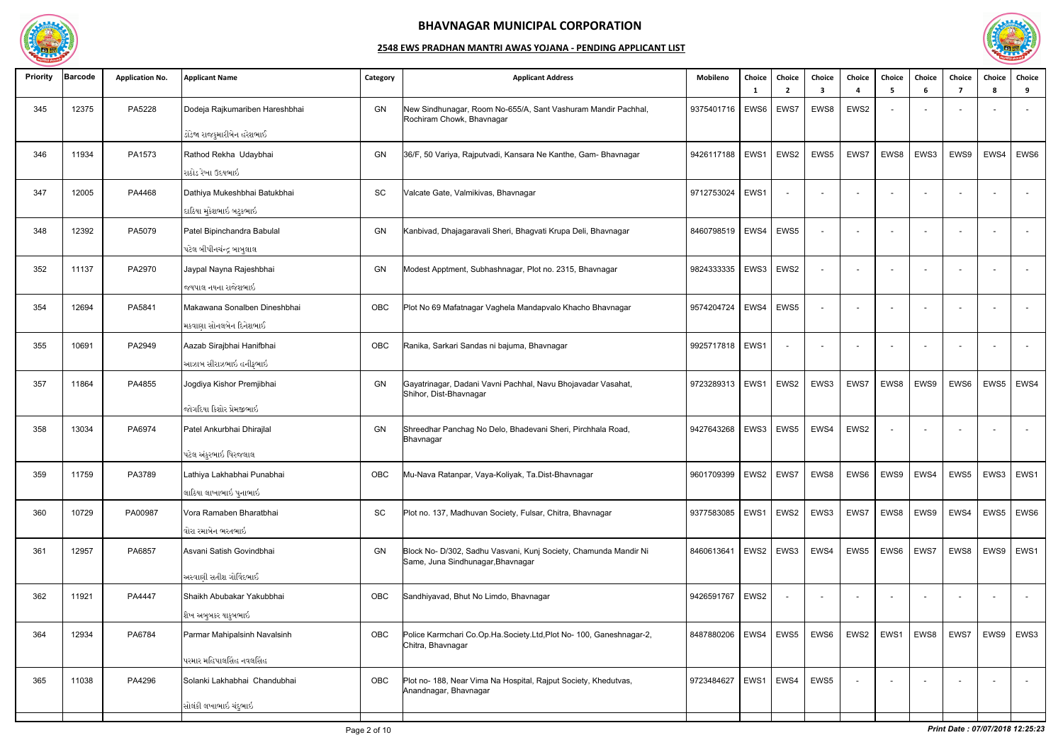# BHAVNAGAR MUNICIPAL CORPORATION

## 2548 EWS PRADHAN MANTRI AWAS YOJANA - PENDING APPLICANT LIST

| Priority | Barcode | Application No. | Applicant Name | Category | Applicant Address | Mobileno | Choice 1 | Choice 2 | Choice 3 | Choice 4 | Choice 5 | Choice 6 | Choice 7 | Choice 8 | Choice 9 |
|---|---|---|---|---|---|---|---|---|---|---|---|---|---|---|---|
| 345 | 12375 | PA5228 | Dodeja Rajkumariben Hareshbhai<br>ડોડેજા રાજકુમારીબેન હરેશભાઈ | GN | New Sindhunagar, Room No-655/A, Sant Vashuram Mandir Pachhal, Rochiram Chowk, Bhavnagar | 9375401716 | EWS6 | EWS7 | EWS8 | EWS2 | - | - | - | - | - |
| 346 | 11934 | PA1573 | Rathod Rekha Udaybhai<br>રાઠોડ રેખા ઉદયભાઈ | GN | 36/F, 50 Variya, Rajputvadi, Kansara Ne Kanthe, Gam- Bhavnagar | 9426117188 | EWS1 | EWS2 | EWS5 | EWS7 | EWS8 | EWS3 | EWS9 | EWS4 | EWS6 |
| 347 | 12005 | PA4468 | Dathiya Mukeshbhai Batukbhai<br>દાઠિયા મુકેશભાઈ બટુકભાઈ | SC | Valcate Gate, Valmikivas, Bhavnagar | 9712753024 | EWS1 | - | - | - | - | - | - | - | - |
| 348 | 12392 | PA5079 | Patel Bipinchandra Babulal<br>પટેલ બીપીનચંન્દ્ર બાબુલાલ | GN | Kanbivad, Dhajagaravali Sheri, Bhagvati Krupa Deli, Bhavnagar | 8460798519 | EWS4 | EWS5 | - | - | - | - | - | - | - |
| 352 | 11137 | PA2970 | Jaypal Nayna Rajeshbhai<br>જયપાલ નયના રાજેશભાઈ | GN | Modest Apptment, Subhashnagar, Plot no. 2315, Bhavnagar | 9824333335 | EWS3 | EWS2 | - | - | - | - | - | - | - |
| 354 | 12694 | PA5841 | Makawana Sonalben Dineshbhai<br>મકવાણા સોનલબેન દિનેશભાઈ | OBC | Plot No 69 Mafatnagar Vaghela Mandapvalo Khacho Bhavnagar | 9574204724 | EWS4 | EWS5 | - | - | - | - | - | - | - |
| 355 | 10691 | PA2949 | Aazab Sirajbhai Hanifbhai<br>આઝાબ સીરાઝભાઈ હનીફભાઈ | OBC | Ranika, Sarkari Sandas ni bajuma, Bhavnagar | 9925717818 | EWS1 | - | - | - | - | - | - | - | - |
| 357 | 11864 | PA4855 | Jogdiya Kishor Premjibhai<br>જોગદિયા કિશોર પ્રેમજીભાઈ | GN | Gayatrinagar, Dadani Vavni Pachhal, Navu Bhojavadar Vasahat, Shihor, Dist-Bhavnagar | 9723289313 | EWS1 | EWS2 | EWS3 | EWS7 | EWS8 | EWS9 | EWS6 | EWS5 | EWS4 |
| 358 | 13034 | PA6974 | Patel Ankurbhai Dhirajlal<br>પટેલ અંકુરભાઈ ધિરજલાલ | GN | Shreedhar Panchag No Delo, Bhadevani Sheri, Pirchhala Road, Bhavnagar | 9427643268 | EWS3 | EWS5 | EWS4 | EWS2 | - | - | - | - | - |
| 359 | 11759 | PA3789 | Lathiya Lakhabhai Punabhai<br>લાઠિયા લાખાભાઈ પુનાભાઈ | OBC | Mu-Nava Ratanpar, Vaya-Koliyak, Ta.Dist-Bhavnagar | 9601709399 | EWS2 | EWS7 | EWS8 | EWS6 | EWS9 | EWS4 | EWS5 | EWS3 | EWS1 |
| 360 | 10729 | PA00987 | Vora Ramaben Bharatbhai<br>વોરા રમાબેન ભરતભાઈ | SC | Plot no. 137, Madhuvan Society, Fulsar, Chitra, Bhavnagar | 9377583085 | EWS1 | EWS2 | EWS3 | EWS7 | EWS8 | EWS9 | EWS4 | EWS5 | EWS6 |
| 361 | 12957 | PA6857 | Asvani Satish Govindbhai<br>અસ્વાણી સતીશ ગોવિંદભાઈ | GN | Block No- D/302, Sadhu Vasvani, Kunj Society, Chamunda Mandir Ni Same, Juna Sindhunagar,Bhavnagar | 8460613641 | EWS2 | EWS3 | EWS4 | EWS5 | EWS6 | EWS7 | EWS8 | EWS9 | EWS1 |
| 362 | 11921 | PA4447 | Shaikh Abubakar Yakubbhai<br>શૈખ અબુબકર યાકુબભાઈ | OBC | Sandhiyavad, Bhut No Limdo, Bhavnagar | 9426591767 | EWS2 | - | - | - | - | - | - | - | - |
| 364 | 12934 | PA6784 | Parmar Mahipalsinh Navalsinh<br>પરમાર મહિપાલસિંહ નવલસિંહ | OBC | Police Karmchari Co.Op.Ha.Society.Ltd,Plot No- 100, Ganeshnagar-2, Chitra, Bhavnagar | 8487880206 | EWS4 | EWS5 | EWS6 | EWS2 | EWS1 | EWS8 | EWS7 | EWS9 | EWS3 |
| 365 | 11038 | PA4296 | Solanki Lakhabhai Chandubhai<br>સોલંકી લખાભાઈ ચંદુભાઈ | OBC | Plot no- 188, Near Vima Na Hospital, Rajput Society, Khedutvas, Anandnagar, Bhavnagar | 9723484627 | EWS1 | EWS4 | EWS5 | - | - | - | - | - | - |

*Print Date : 07/07/2018 12:25:23*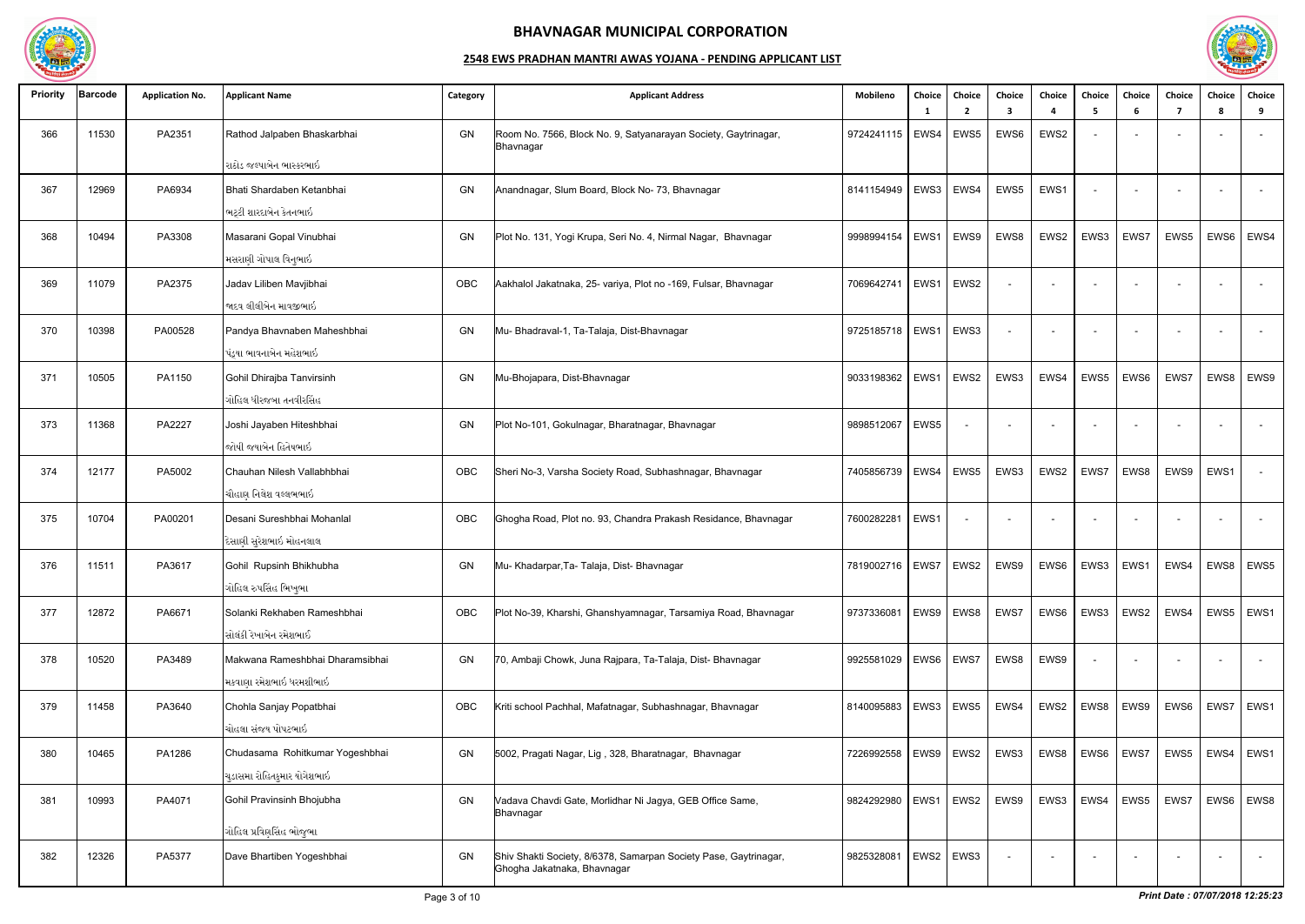# BHAVNAGAR MUNICIPAL CORPORATION

## 2548 EWS PRADHAN MANTRI AWAS YOJANA - PENDING APPLICANT LIST

| Priority | Barcode | Application No. | Applicant Name | Category | Applicant Address | Mobileno | Choice 1 | Choice 2 | Choice 3 | Choice 4 | Choice 5 | Choice 6 | Choice 7 | Choice 8 | Choice 9 |
|---|---|---|---|---|---|---|---|---|---|---|---|---|---|---|---|
| 366 | 11530 | PA2351 | Rathod Jalpaben Bhaskarbhai<br>રાઠોડ જલ્પાબેન ભાસ્કરભાઇ | GN | Room No. 7566, Block No. 9, Satyanarayan Society, Gaytrinagar, Bhavnagar | 9724241115 | EWS4 | EWS5 | EWS6 | EWS2 | - | - | - | - | - |
| 367 | 12969 | PA6934 | Bhati Shardaben Ketanbhai<br>ભટ્ટી શારદાબેન કેતનભાઇ | GN | Anandnagar, Slum Board, Block No- 73, Bhavnagar | 8141154949 | EWS3 | EWS4 | EWS5 | EWS1 | - | - | - | - | - |
| 368 | 10494 | PA3308 | Masarani Gopal Vinubhai<br>મસરાણી ગોપાલ વિનુભાઇ | GN | Plot No. 131, Yogi Krupa, Seri No. 4, Nirmal Nagar, Bhavnagar | 9998994154 | EWS1 | EWS9 | EWS8 | EWS2 | EWS3 | EWS7 | EWS5 | EWS6 | EWS4 |
| 369 | 11079 | PA2375 | Jadav Liliben Mavjibhai<br>જાદવ લીલીબેન માવજીભાઇ | OBC | Aakhalol Jakatnaka, 25- variya, Plot no -169, Fulsar, Bhavnagar | 7069642741 | EWS1 | EWS2 | - | - | - | - | - | - | - |
| 370 | 10398 | PA00528 | Pandya Bhavnaben Maheshbhai<br>પંડ્યા ભાવનાબેન મહેશભાઇ | GN | Mu- Bhadraval-1, Ta-Talaja, Dist-Bhavnagar | 9725185718 | EWS1 | EWS3 | - | - | - | - | - | - | - |
| 371 | 10505 | PA1150 | Gohil Dhirajba Tanvirsinh<br>ગોહિલ ધીરજબા તનવીરસિંહ | GN | Mu-Bhojapara, Dist-Bhavnagar | 9033198362 | EWS1 | EWS2 | EWS3 | EWS4 | EWS5 | EWS6 | EWS7 | EWS8 | EWS9 |
| 373 | 11368 | PA2227 | Joshi Jayaben Hiteshbhai<br>જોષી જયાબેન હિતેષભાઇ | GN | Plot No-101, Gokulnagar, Bharatnagar, Bhavnagar | 9898512067 | EWS5 | - | - | - | - | - | - | - | - |
| 374 | 12177 | PA5002 | Chauhan Nilesh Vallabhbhai<br>ચૌહાણ નિલેશ વલ્લભભાઇ | OBC | Sheri No-3, Varsha Society Road, Subhashnagar, Bhavnagar | 7405856739 | EWS4 | EWS5 | EWS3 | EWS2 | EWS7 | EWS8 | EWS9 | EWS1 | - |
| 375 | 10704 | PA00201 | Desani Sureshbhai Mohanlal<br>દેસાણી સુરેશભાઇ મોહનલાલ | OBC | Ghogha Road, Plot no. 93, Chandra Prakash Residance, Bhavnagar | 7600282281 | EWS1 | - | - | - | - | - | - | - | - |
| 376 | 11511 | PA3617 | Gohil Rupsinh Bhikhubha<br>ગોહિલ રુપસિંહ ભિખુભા | GN | Mu- Khadarpar,Ta- Talaja, Dist- Bhavnagar | 7819002716 | EWS7 | EWS2 | EWS9 | EWS6 | EWS3 | EWS1 | EWS4 | EWS8 | EWS5 |
| 377 | 12872 | PA6671 | Solanki Rekhaben Rameshbhai<br>સોલંકી રેખાબેન રમેશભાઇ | OBC | Plot No-39, Kharshi, Ghanshyamnagar, Tarsamiya Road, Bhavnagar | 9737336081 | EWS9 | EWS8 | EWS7 | EWS6 | EWS3 | EWS2 | EWS4 | EWS5 | EWS1 |
| 378 | 10520 | PA3489 | Makwana Rameshbhai Dharamsibhai<br>મકવાણા રમેશભાઇ ધરમશીભાઇ | GN | 70, Ambaji Chowk, Juna Rajpara, Ta-Talaja, Dist- Bhavnagar | 9925581029 | EWS6 | EWS7 | EWS8 | EWS9 | - | - | - | - | - |
| 379 | 11458 | PA3640 | Chohla Sanjay Popatbhai<br>ચોહલા સંજય પોપટભાઇ | OBC | Kriti school Pachhal, Mafatnagar, Subhashnagar, Bhavnagar | 8140095883 | EWS3 | EWS5 | EWS4 | EWS2 | EWS8 | EWS9 | EWS6 | EWS7 | EWS1 |
| 380 | 10465 | PA1286 | Chudasama Rohitkumar Yogeshbhai<br>ચુડાસમા રોહિતકુમાર યોગેશભાઇ | GN | 5002, Pragati Nagar, Lig , 328, Bharatnagar, Bhavnagar | 7226992558 | EWS9 | EWS2 | EWS3 | EWS8 | EWS6 | EWS7 | EWS5 | EWS4 | EWS1 |
| 381 | 10993 | PA4071 | Gohil Pravinsinh Bhojubha<br>ગોહિલ પ્રવિણસિંહ ભોજુભા | GN | Vadava Chavdi Gate, Morlidhar Ni Jagya, GEB Office Same, Bhavnagar | 9824292980 | EWS1 | EWS2 | EWS9 | EWS3 | EWS4 | EWS5 | EWS7 | EWS6 | EWS8 |
| 382 | 12326 | PA5377 | Dave Bhartiben Yogeshbhai | GN | Shiv Shakti Society, 8/6378, Samarpan Society Pase, Gaytrinagar, Ghogha Jakatnaka, Bhavnagar | 9825328081 | EWS2 | EWS3 | - | - | - | - | - | - | - |

*Print Date : 07/07/2018 12:25:23*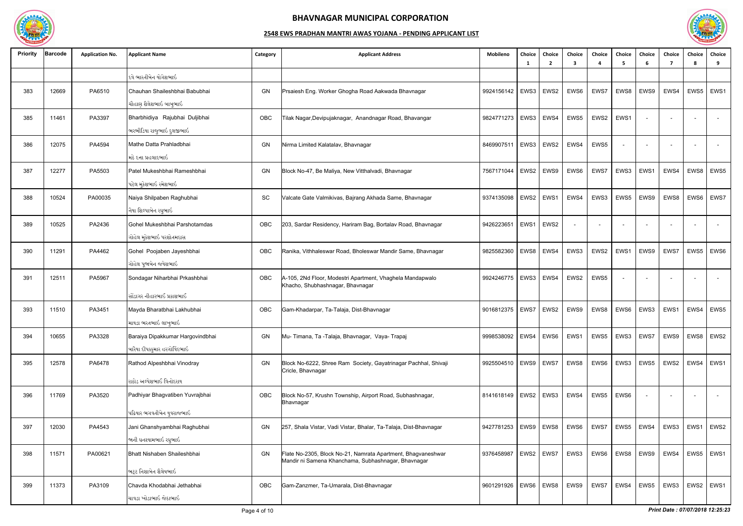# BHAVNAGAR MUNICIPAL CORPORATION

## 2548 EWS PRADHAN MANTRI AWAS YOJANA - PENDING APPLICANT LIST

| Priority | Barcode | Application No. | Applicant Name | Category | Applicant Address | Mobileno | Choice 1 | Choice 2 | Choice 3 | Choice 4 | Choice 5 | Choice 6 | Choice 7 | Choice 8 | Choice 9 |
|---|---|---|---|---|---|---|---|---|---|---|---|---|---|---|---|
| | | | દવે ભારતીબેન યોગેશભાઈ | | | | | | | | | | | | |
| 383 | 12669 | PA6510 | Chauhan Shaileshbhai Babubhai<br>ચૌહાણ શૈલેશભાઈ બાબુભાઈ | GN | Prsaiesh Eng. Worker Ghogha Road Aakwada Bhavnagar | 9924156142 | EWS3 | EWS2 | EWS6 | EWS7 | EWS8 | EWS9 | EWS4 | EWS5 | EWS1 |
| 385 | 11461 | PA3397 | Bharbhidiya Rajubhai Duljibhai<br>ભરભીડિયા રાજુભાઈ દુલજીભાઈ | OBC | Tilak Nagar,Devipujaknagar, Anandnagar Road, Bhavangar | 9824771273 | EWS3 | EWS4 | EWS5 | EWS2 | EWS1 | - | - | - | - |
| 386 | 12075 | PA4594 | Mathe Datta Prahladbhai<br>મઠે દત્તા પ્રહલાદભાઈ | GN | Nirma Limited Kalatalav, Bhavnagar | 8469907511 | EWS3 | EWS2 | EWS4 | EWS5 | - | - | - | - | - |
| 387 | 12277 | PA5503 | Patel Mukeshbhai Rameshbhai<br>પટેલ મુકેશભાઈ રમેશભાઈ | GN | Block No-47, Be Maliya, New Vitthalvadi, Bhavnagar | 7567171044 | EWS2 | EWS9 | EWS6 | EWS7 | EWS3 | EWS1 | EWS4 | EWS8 | EWS5 |
| 388 | 10524 | PA00035 | Naiya Shilpaben Raghubhai<br>નૈયા શિલ્પાબેન રઘુભાઈ | SC | Valcate Gate Valmikivas, Bajrang Akhada Same, Bhavnagar | 9374135098 | EWS2 | EWS1 | EWS4 | EWS3 | EWS5 | EWS9 | EWS8 | EWS6 | EWS7 |
| 389 | 10525 | PA2436 | Gohel Mukeshbhai Parshotamdas<br>ગોહેલ મુકેશભાઈ પરશોતમદાસ | OBC | 203, Sardar Residency, Hariram Bag, Bortalav Road, Bhavnagar | 9426223651 | EWS1 | EWS2 | - | - | - | - | - | - | - |
| 390 | 11291 | PA4462 | Gohel Poojaben Jayeshbhai<br>ગોહેલ પૂજાબેન જયેશભાઈ | OBC | Ranika, Vithhaleswar Road, Bholeswar Mandir Same, Bhavnagar | 9825582360 | EWS8 | EWS4 | EWS3 | EWS2 | EWS1 | EWS9 | EWS7 | EWS5 | EWS6 |
| 391 | 12511 | PA5967 | Sondagar Niharbhai Prkashbhai<br>સોંડાગર નીહારભાઈ પ્રકાશભાઈ | OBC | A-105, 2Nd Floor, Modestri Apartment, Vhaghela Mandapwalo Khacho, Shubhashnagar, Bhavnagar | 9924246775 | EWS3 | EWS4 | EWS2 | EWS5 | - | - | - | - | - |
| 393 | 11510 | PA3451 | Mayda Bharatbhai Lakhubhai<br>માયડા ભરતભાઈ લાખુભાઈ | OBC | Gam-Khadarpar, Ta-Talaja, Dist-Bhavnagar | 9016812375 | EWS7 | EWS2 | EWS9 | EWS8 | EWS6 | EWS3 | EWS1 | EWS4 | EWS5 |
| 394 | 10655 | PA3328 | Baraiya Dipakkumar Hargovindbhai<br>બારૈયા દીપકકુમાર હરગોવિંદભાઈ | GN | Mu- Timana, Ta -Talaja, Bhavnagar, Vaya- Trapaj | 9998538092 | EWS4 | EWS6 | EWS1 | EWS5 | EWS3 | EWS7 | EWS9 | EWS8 | EWS2 |
| 395 | 12578 | PA6478 | Rathod Alpeshbhai Vinodray<br>રાઠોડ અલ્પેશભાઈ વિનોદરાય | GN | Block No-6222, Shree Ram Society, Gayatrinagar Pachhal, Shivaji Cricle, Bhavnagar | 9925504510 | EWS9 | EWS7 | EWS8 | EWS6 | EWS3 | EWS5 | EWS2 | EWS4 | EWS1 |
| 396 | 11769 | PA3520 | Padhiyar Bhagvatiben Yuvrajbhai<br>પઢિયાર ભગવતીબેન યુવરાજભાઈ | OBC | Block No-57, Krushn Township, Airport Road, Subhashnagar, Bhavnagar | 8141618149 | EWS2 | EWS3 | EWS4 | EWS5 | EWS6 | - | - | - | - |
| 397 | 12030 | PA4543 | Jani Ghanshyambhai Raghubhai<br>જાની ઘનશ્યામભાઈ રઘુભાઈ | GN | 257, Shala Vistar, Vadi Vistar, Bhalar, Ta-Talaja, Dist-Bhavnagar | 9427781253 | EWS9 | EWS8 | EWS6 | EWS7 | EWS5 | EWS4 | EWS3 | EWS1 | EWS2 |
| 398 | 11571 | PA00621 | Bhatt Nishaben Shaileshbhai<br>ભટ્ટ નિશાબેન શૈલેષભાઈ | GN | Flate No-2305, Block No-21, Namrata Apartment, Bhagvaneshwar Mandir ni Samena Khanchama, Subhashnagar, Bhavnagar | 9376458987 | EWS2 | EWS7 | EWS3 | EWS6 | EWS8 | EWS9 | EWS4 | EWS5 | EWS1 |
| 399 | 11373 | PA3109 | Chavda Khodabhai Jethabhai<br>ચાવડા ખોડાભાઈ જેઠાભાઈ | OBC | Gam-Zanzmer, Ta-Umarala, Dist-Bhavnagar | 9601291926 | EWS6 | EWS8 | EWS9 | EWS7 | EWS4 | EWS5 | EWS3 | EWS2 | EWS1 |

*Print Date : 07/07/2018 12:25:23*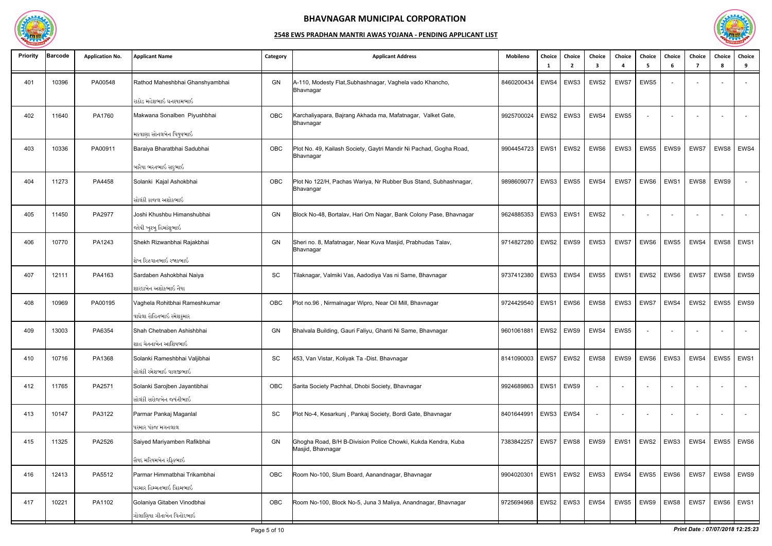# BHAVNAGAR MUNICIPAL CORPORATION

## 2548 EWS PRADHAN MANTRI AWAS YOJANA - PENDING APPLICANT LIST

| Priority | Barcode | Application No. | Applicant Name | Category | Applicant Address | Mobileno | Choice 1 | Choice 2 | Choice 3 | Choice 4 | Choice 5 | Choice 6 | Choice 7 | Choice 8 | Choice 9 |
|---|---|---|---|---|---|---|---|---|---|---|---|---|---|---|---|
| 401 | 10396 | PA00548 | Rathod Maheshbhai Ghanshyambhai<br>રાઠોડ મહેશભાઈ ઘનશ્યામભાઈ | GN | A-110, Modesty Flat,Subhashnagar, Vaghela vado Khancho, Bhavnagar | 8460200434 | EWS4 | EWS3 | EWS2 | EWS7 | EWS5 | - | - | - | - |
| 402 | 11640 | PA1760 | Makwana Sonalben Piyushbhai<br>મકવાણા સોનલબેન પિયુષભાઈ | OBC | Karchaliyapara, Bajrang Akhada ma, Mafatnagar, Valket Gate, Bhavnagar | 9925700024 | EWS2 | EWS3 | EWS4 | EWS5 | - | - | - | - | - |
| 403 | 10336 | PA00911 | Baraiya Bharatbhai Sadubhai<br>બારૈયા ભરતભાઈ સદુભાઈ | OBC | Plot No. 49, Kailash Society, Gaytri Mandir Ni Pachad, Gogha Road, Bhavnagar | 9904454723 | EWS1 | EWS2 | EWS6 | EWS3 | EWS5 | EWS9 | EWS7 | EWS8 | EWS4 |
| 404 | 11273 | PA4458 | Solanki Kajal Ashokbhai<br>સોલંકી કાજલ અશોકભાઈ | OBC | Plot No 122/H, Pachas Wariya, Nr Rubber Bus Stand, Subhashnagar, Bhavangar | 9898609077 | EWS3 | EWS5 | EWS4 | EWS7 | EWS6 | EWS1 | EWS8 | EWS9 | - |
| 405 | 11450 | PA2977 | Joshi Khushbu Himanshubhai<br>જોષી ખુશ્બુ હિમાંશુભાઈ | GN | Block No-48, Bortalav, Hari Om Nagar, Bank Colony Pase, Bhavnagar | 9624885353 | EWS3 | EWS1 | EWS2 | - | - | - | - | - | - |
| 406 | 10770 | PA1243 | Shekh Rizwanbhai Rajakbhai<br>શેખ રિઝવાનભાઈ રજાકભાઈ | GN | Sheri no. 8, Mafatnagar, Near Kuva Masjid, Prabhudas Talav, Bhavnagar | 9714827280 | EWS2 | EWS9 | EWS3 | EWS7 | EWS6 | EWS5 | EWS4 | EWS8 | EWS1 |
| 407 | 12111 | PA4163 | Sardaben Ashokbhai Naiya<br>શારદાબેન અશોકભાઈ નૈયા | SC | Tilaknagar, Valmiki Vas, Aadodiya Vas ni Same, Bhavnagar | 9737412380 | EWS3 | EWS4 | EWS5 | EWS1 | EWS2 | EWS6 | EWS7 | EWS8 | EWS9 |
| 408 | 10969 | PA00195 | Vaghela Rohitbhai Rameshkumar<br>વાઘેલા રોહિતભાઈ રમેશકુમાર | OBC | Plot no.96 , Nirmalnagar Wipro, Near Oil Mill, Bhavnagar | 9724429540 | EWS1 | EWS6 | EWS8 | EWS3 | EWS7 | EWS4 | EWS2 | EWS5 | EWS9 |
| 409 | 13003 | PA6354 | Shah Chetnaben Ashishbhai<br>શાહ ચેતનાબેન આશિષભાઈ | GN | Bhalvala Building, Gauri Faliyu, Ghanti Ni Same, Bhavnagar | 9601061881 | EWS2 | EWS9 | EWS4 | EWS5 | - | - | - | - | - |
| 410 | 10716 | PA1368 | Solanki Rameshbhai Valjibhai<br>સોલંકી રમેશભાઈ વાલજીભાઈ | SC | 453, Van Vistar, Koliyak Ta -Dist. Bhavnagar | 8141090003 | EWS7 | EWS2 | EWS8 | EWS9 | EWS6 | EWS3 | EWS4 | EWS5 | EWS1 |
| 412 | 11765 | PA2571 | Solanki Sarojben Jayantibhai<br>સોલંકી સરોજબેન જયંતીભાઈ | OBC | Sarita Society Pachhal, Dhobi Society, Bhavnagar | 9924689863 | EWS1 | EWS9 | - | - | - | - | - | - | - |
| 413 | 10147 | PA3122 | Parmar Pankaj Maganlal<br>પરમાર પંકજ મગનલાલ | SC | Plot No-4, Kesarkunj , Pankaj Society, Bordi Gate, Bhavnagar | 8401644991 | EWS3 | EWS4 | - | - | - | - | - | - | - |
| 415 | 11325 | PA2526 | Saiyed Mariyamben Rafikbhai<br>સૈયદ મરિયમબેન રફિકભાઈ | GN | Ghogha Road, B/H B-Division Police Chowki, Kukda Kendra, Kuba Masjid, Bhavnagar | 7383842257 | EWS7 | EWS8 | EWS9 | EWS1 | EWS2 | EWS3 | EWS4 | EWS5 | EWS6 |
| 416 | 12413 | PA5512 | Parmar Himmatbhai Trikambhai<br>પરમાર હિમ્મતભાઈ ત્રિકમભાઈ | OBC | Room No-100, Slum Board, Aanandnagar, Bhavnagar | 9904020301 | EWS1 | EWS2 | EWS3 | EWS4 | EWS5 | EWS6 | EWS7 | EWS8 | EWS9 |
| 417 | 10221 | PA1102 | Golaniya Gitaben Vinodbhai<br>ગોલાણિયા ગીતાબેન વિનોદભાઈ | OBC | Room No-100, Block No-5, Juna 3 Maliya, Anandnagar, Bhavnagar | 9725694968 | EWS2 | EWS3 | EWS4 | EWS5 | EWS9 | EWS8 | EWS7 | EWS6 | EWS1 |

*Print Date : 07/07/2018 12:25:23*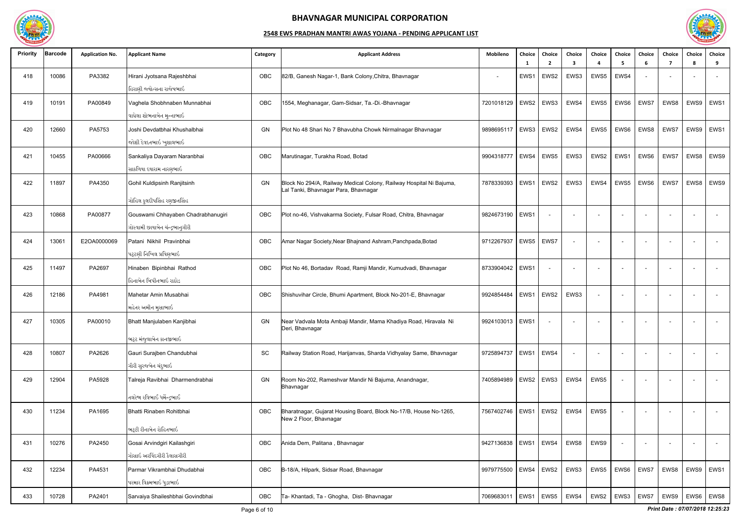# BHAVNAGAR MUNICIPAL CORPORATION

## 2548 EWS PRADHAN MANTRI AWAS YOJANA - PENDING APPLICANT LIST

| Priority | Barcode | Application No. | Applicant Name | Category | Applicant Address | Mobileno | Choice 1 | Choice 2 | Choice 3 | Choice 4 | Choice 5 | Choice 6 | Choice 7 | Choice 8 | Choice 9 |
|---|---|---|---|---|---|---|---|---|---|---|---|---|---|---|---|
| 418 | 10086 | PA3382 | Hirani Jyotsana Rajeshbhai<br>હિરાણી જ્યોત્સના રાજેશભાઈ | OBC | 82/B, Ganesh Nagar-1, Bank Colony,Chitra, Bhavnagar | - | EWS1 | EWS2 | EWS3 | EWS5 | EWS4 | - | - | - | - |
| 419 | 10191 | PA00849 | Vaghela Shobhnaben Munnabhai<br>વાઘેલા શોભનાબેન મુન્નાભાઈ | OBC | 1554, Meghanagar, Gam-Sidsar, Ta.-Di.-Bhavnagar | 7201018129 | EWS2 | EWS3 | EWS4 | EWS5 | EWS6 | EWS7 | EWS8 | EWS9 | EWS1 |
| 420 | 12660 | PA5753 | Joshi Devdatbhai Khushalbhai<br>જોશી દેવદતભાઈ ખુશાલભાઈ | GN | Plot No 48 Shari No 7 Bhavubha Chowk Nirmalnagar Bhavnagar | 9898695117 | EWS3 | EWS2 | EWS4 | EWS5 | EWS6 | EWS8 | EWS7 | EWS9 | EWS1 |
| 421 | 10455 | PA00666 | Sankaliya Dayaram Naranbhai<br>સાકળિયા દયારામ નારણભાઈ | OBC | Marutinagar, Turakha Road, Botad | 9904318777 | EWS4 | EWS5 | EWS3 | EWS2 | EWS1 | EWS6 | EWS7 | EWS8 | EWS9 |
| 422 | 11897 | PA4350 | Gohil Kuldipsinh Ranjitsinh<br>ગોહિલ કુલદીપસિંહ રણજીતસિંહ | GN | Block No 294/A, Railway Medical Colony, Railway Hospital Ni Bajuma, Lal Tanki, Bhavnagar Para, Bhavnagar | 7878339393 | EWS1 | EWS2 | EWS3 | EWS4 | EWS5 | EWS6 | EWS7 | EWS8 | EWS9 |
| 423 | 10868 | PA00877 | Gouswami Chhayaben Chadrabhanugiri<br>ગોસ્વામી છાયાબેન ચંન્દ્રભાનુગીરી | OBC | Plot no-46, Vishvakarma Society, Fulsar Road, Chitra, Bhavnagar | 9824673190 | EWS1 | - | - | - | - | - | - | - | - |
| 424 | 13061 | E2OA0000069 | Patani Nikhil Pravinbhai<br>પટ્ટણી નિખિલ પ્રવિણભાઈ | OBC | Amar Nagar Society,Near Bhajnand Ashram,Panchpada,Botad | 9712267937 | EWS5 | EWS7 | - | - | - | - | - | - | - |
| 425 | 11497 | PA2697 | Hinaben Bipinbhai Rathod<br>હિનાબેન બિપીનભાઈ રાઠોડ | OBC | Plot No 46, Bortadav Road, Ramji Mandir, Kumudvadi, Bhavnagar | 8733904042 | EWS1 | - | - | - | - | - | - | - | - |
| 426 | 12186 | PA4981 | Mahetar Amin Musabhai<br>મહેતર અમીન મુસાભાઈ | OBC | Shishuvihar Circle, Bhumi Apartment, Block No-201-E, Bhavnagar | 9924854484 | EWS1 | EWS2 | EWS3 | - | - | - | - | - | - |
| 427 | 10305 | PA00010 | Bhatt Manjulaben Kanjibhai<br>ભટ્ટ મંજુલાબેન કાનજીભાઈ | GN | Near Vadvala Mota Ambaji Mandir, Mama Khadiya Road, Hiravala Ni Deri, Bhavnagar | 9924103013 | EWS1 | - | - | - | - | - | - | - | - |
| 428 | 10807 | PA2626 | Gauri Surajben Chandubhai<br>ગૌરી સુરજબેન ચંદુભાઈ | SC | Railway Station Road, Harijanvas, Sharda Vidhyalay Same, Bhavnagar | 9725894737 | EWS1 | EWS4 | - | - | - | - | - | - | - |
| 429 | 12904 | PA5928 | Talreja Ravibhai Dharmendrabhai<br>તલરેજા રવિભાઈ ધર્મેન્દ્રભાઈ | GN | Room No-202, Rameshvar Mandir Ni Bajuma, Anandnagar, Bhavnagar | 7405894989 | EWS2 | EWS3 | EWS4 | EWS5 | - | - | - | - | - |
| 430 | 11234 | PA1695 | Bhatti Rinaben Rohitbhai<br>ભટ્ટી રીનાબેન રોહિતભાઈ | OBC | Bharatnagar, Gujarat Housing Board, Block No-17/B, House No-1265, New 2 Floor, Bhavnagar | 7567402746 | EWS1 | EWS2 | EWS4 | EWS5 | - | - | - | - | - |
| 431 | 10276 | PA2450 | Gosai Arvindgiri Kailashgiri<br>ગોસાઈ અરવિંદગીરી કૈલાસગીરી | OBC | Anida Dem, Palitana , Bhavnagar | 9427136838 | EWS1 | EWS4 | EWS8 | EWS9 | - | - | - | - | - |
| 432 | 12234 | PA4531 | Parmar Vikrambhai Dhudabhai<br>પરમાર વિક્રમભાઈ ધુડાભાઈ | OBC | B-18/A, Hilpark, Sidsar Road, Bhavnagar | 9979775500 | EWS4 | EWS2 | EWS3 | EWS5 | EWS6 | EWS7 | EWS8 | EWS9 | EWS1 |
| 433 | 10728 | PA2401 | Sarvaiya Shaileshbhai Govindbhai | OBC | Ta- Khantadi, Ta - Ghogha, Dist- Bhavnagar | 7069683011 | EWS1 | EWS5 | EWS4 | EWS2 | EWS3 | EWS7 | EWS9 | EWS6 | EWS8 |

*Print Date : 07/07/2018 12:25:23*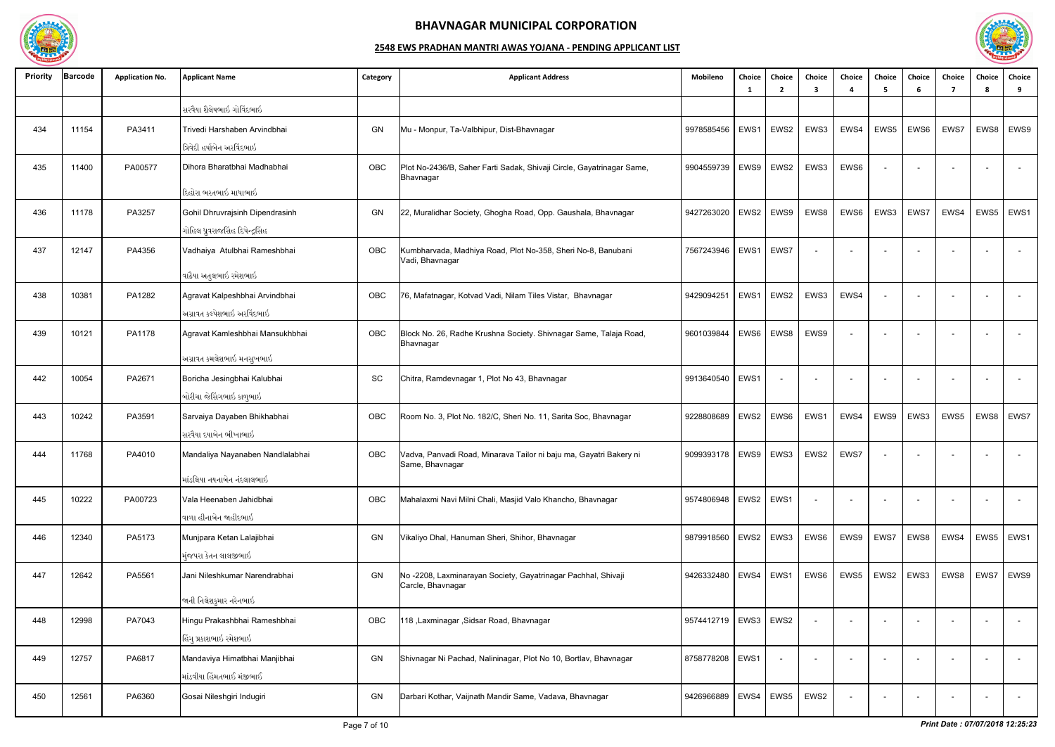# BHAVNAGAR MUNICIPAL CORPORATION

## 2548 EWS PRADHAN MANTRI AWAS YOJANA - PENDING APPLICANT LIST

| Priority | Barcode | Application No. | Applicant Name | Category | Applicant Address | Mobileno | Choice 1 | Choice 2 | Choice 3 | Choice 4 | Choice 5 | Choice 6 | Choice 7 | Choice 8 | Choice 9 |
|---|---|---|---|---|---|---|---|---|---|---|---|---|---|---|---|
| | | | સરવૈયા શૈલેષભાઇ ગોવિંદભાઇ | | | | | | | | | | | | |
| 434 | 11154 | PA3411 | Trivedi Harshaben Arvindbhai<br>ત્રિવેદી હર્ષાબેન અરવિંદભાઇ | GN | Mu - Monpur, Ta-Valbhipur, Dist-Bhavnagar | 9978585456 | EWS1 | EWS2 | EWS3 | EWS4 | EWS5 | EWS6 | EWS7 | EWS8 | EWS9 |
| 435 | 11400 | PA00577 | Dihora Bharatbhai Madhabhai<br>દિહોરા ભરતભાઇ માધાભાઇ | OBC | Plot No-2436/B, Saher Farti Sadak, Shivaji Circle, Gayatrinagar Same, Bhavnagar | 9904559739 | EWS9 | EWS2 | EWS3 | EWS6 | - | - | - | - | - |
| 436 | 11178 | PA3257 | Gohil Dhruvrajsinh Dipendrasinh<br>ગોહિલ ધ્રુવરાજસિંહ દિપેન્દ્રસિંહ | GN | 22, Muralidhar Society, Ghogha Road, Opp. Gaushala, Bhavnagar | 9427263020 | EWS2 | EWS9 | EWS8 | EWS6 | EWS3 | EWS7 | EWS4 | EWS5 | EWS1 |
| 437 | 12147 | PA4356 | Vadhaiya Atulbhai Rameshbhai<br>વાઢેયા અતુલભાઇ રમેશભાઇ | OBC | Kumbharvada, Madhiya Road, Plot No-358, Sheri No-8, Banubani Vadi, Bhavnagar | 7567243946 | EWS1 | EWS7 | - | - | - | - | - | - | - |
| 438 | 10381 | PA1282 | Agravat Kalpeshbhai Arvindbhai<br>અગ્રાવત કલ્પેશભાઇ અરવિંદભાઇ | OBC | 76, Mafatnagar, Kotvad Vadi, Nilam Tiles Vistar, Bhavnagar | 9429094251 | EWS1 | EWS2 | EWS3 | EWS4 | - | - | - | - | - |
| 439 | 10121 | PA1178 | Agravat Kamleshbhai Mansukhbhai<br>અગ્રાવત કમલેશભાઇ મનસુખભાઇ | OBC | Block No. 26, Radhe Krushna Society. Shivnagar Same, Talaja Road, Bhavnagar | 9601039844 | EWS6 | EWS8 | EWS9 | - | - | - | - | - | - |
| 442 | 10054 | PA2671 | Boricha Jesingbhai Kalubhai<br>બોરીચા જેસિંગભાઇ કાળુભાઇ | SC | Chitra, Ramdevnagar 1, Plot No 43, Bhavnagar | 9913640540 | EWS1 | - | - | - | - | - | - | - | - |
| 443 | 10242 | PA3591 | Sarvaiya Dayaben Bhikhabhai<br>સરવૈયા દયાબેન ભીખાભાઇ | OBC | Room No. 3, Plot No. 182/C, Sheri No. 11, Sarita Soc, Bhavnagar | 9228808689 | EWS2 | EWS6 | EWS1 | EWS4 | EWS9 | EWS3 | EWS5 | EWS8 | EWS7 |
| 444 | 11768 | PA4010 | Mandaliya Nayanaben Nandlalabhai<br>માંડલિયા નયનાબેન નંદલાલભાઇ | OBC | Vadva, Panvadi Road, Minarava Tailor ni baju ma, Gayatri Bakery ni Same, Bhavnagar | 9099393178 | EWS9 | EWS3 | EWS2 | EWS7 | - | - | - | - | - |
| 445 | 10222 | PA00723 | Vala Heenaben Jahidbhai<br>વાળા હીનાબેન જાહીદભાઇ | OBC | Mahalaxmi Navi Milni Chali, Masjid Valo Khancho, Bhavnagar | 9574806948 | EWS2 | EWS1 | - | - | - | - | - | - | - |
| 446 | 12340 | PA5173 | Munjpara Ketan Lalajibhai<br>મુંજપરા કેતન લાલજીભાઇ | GN | Vikaliyo Dhal, Hanuman Sheri, Shihor, Bhavnagar | 9879918560 | EWS2 | EWS3 | EWS6 | EWS9 | EWS7 | EWS8 | EWS4 | EWS5 | EWS1 |
| 447 | 12642 | PA5561 | Jani Nileshkumar Narendrabhai<br>જાની નિલેશકુમાર નરેનભાઇ | GN | No -2208, Laxminarayan Society, Gayatrinagar Pachhal, Shivaji Carcle, Bhavnagar | 9426332480 | EWS4 | EWS1 | EWS6 | EWS5 | EWS2 | EWS3 | EWS8 | EWS7 | EWS9 |
| 448 | 12998 | PA7043 | Hingu Prakashbhai Rameshbhai<br>હિંગુ પ્રકાશભાઇ રમેશભાઇ | OBC | 118 ,Laxminagar ,Sidsar Road, Bhavnagar | 9574412719 | EWS3 | EWS2 | - | - | - | - | - | - | - |
| 449 | 12757 | PA6817 | Mandaviya Himatbhai Manjibhai<br>માંડવીયા હિંમતભાઇ મંજીભાઇ | GN | Shivnagar Ni Pachad, Nalininagar, Plot No 10, Bortlav, Bhavnagar | 8758778208 | EWS1 | - | - | - | - | - | - | - | - |
| 450 | 12561 | PA6360 | Gosai Nileshgiri Indugiri | GN | Darbari Kothar, Vaijnath Mandir Same, Vadava, Bhavnagar | 9426966889 | EWS4 | EWS5 | EWS2 | - | - | - | - | - | - |

*Print Date : 07/07/2018 12:25:23*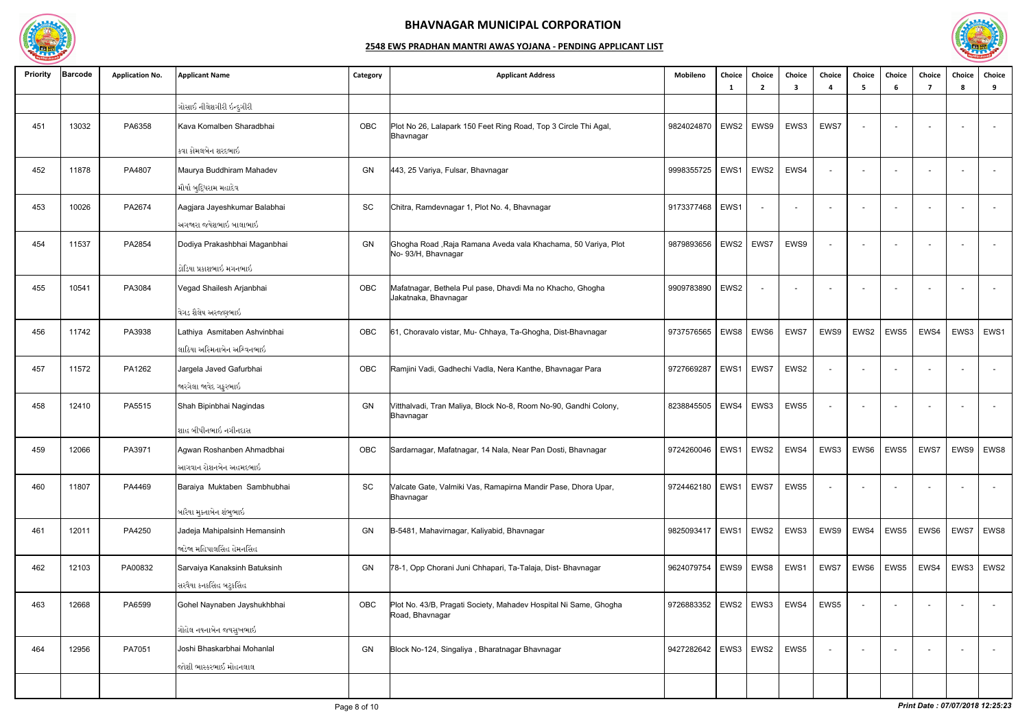# BHAVNAGAR MUNICIPAL CORPORATION

## 2548 EWS PRADHAN MANTRI AWAS YOJANA - PENDING APPLICANT LIST

| Priority | Barcode | Application No. | Applicant Name | Category | Applicant Address | Mobileno | Choice 1 | Choice 2 | Choice 3 | Choice 4 | Choice 5 | Choice 6 | Choice 7 | Choice 8 | Choice 9 |
|---|---|---|---|---|---|---|---|---|---|---|---|---|---|---|---|
| | | | ગોસાઈ નીલેશગીરી ઇન્દુગીરી | | | | | | | | | | | | |
| 451 | 13032 | PA6358 | Kava Komalben Sharadbhai<br>કવા કોમલબેન શરદભાઈ | OBC | Plot No 26, Lalapark 150 Feet Ring Road, Top 3 Circle Thi Agal, Bhavnagar | 9824024870 | EWS2 | EWS9 | EWS3 | EWS7 | - | - | - | - | - |
| 452 | 11878 | PA4807 | Maurya Buddhiram Mahadev<br>મૌર્યા બુદ્ધિરામ મહાદેવ | GN | 443, 25 Variya, Fulsar, Bhavnagar | 9998355725 | EWS1 | EWS2 | EWS4 | - | - | - | - | - | - |
| 453 | 10026 | PA2674 | Aagjara Jayeshkumar Balabhai<br>અગજારા જયેશભાઈ બાલાભાઈ | SC | Chitra, Ramdevnagar 1, Plot No. 4, Bhavnagar | 9173377468 | EWS1 | - | - | - | - | - | - | - | - |
| 454 | 11537 | PA2854 | Dodiya Prakashbhai Maganbhai<br>ડોડિયા પ્રકાશભાઈ મગનભાઈ | GN | Ghogha Road ,Raja Ramana Aveda vala Khachama, 50 Variya, Plot No- 93/H, Bhavnagar | 9879893656 | EWS2 | EWS7 | EWS9 | - | - | - | - | - | - |
| 455 | 10541 | PA3084 | Vegad Shailesh Arjanbhai<br>વેગડ શૈલેષ અરજણભાઈ | OBC | Mafatnagar, Bethela Pul pase, Dhavdi Ma no Khacho, Ghogha Jakatnaka, Bhavnagar | 9909783890 | EWS2 | - | - | - | - | - | - | - | - |
| 456 | 11742 | PA3938 | Lathiya Asmitaben Ashvinbhai<br>લાઠિયા અસ્મિતાબેન અશ્વિનભાઈ | OBC | 61, Choravalo vistar, Mu- Chhaya, Ta-Ghogha, Dist-Bhavnagar | 9737576565 | EWS8 | EWS6 | EWS7 | EWS9 | EWS2 | EWS5 | EWS4 | EWS3 | EWS1 |
| 457 | 11572 | PA1262 | Jargela Javed Gafurbhai<br>જારગેલા જાવેદ ગફુરભાઈ | OBC | Ramjini Vadi, Gadhechi Vadla, Nera Kanthe, Bhavnagar Para | 9727669287 | EWS1 | EWS7 | EWS2 | - | - | - | - | - | - |
| 458 | 12410 | PA5515 | Shah Bipinbhai Nagindas<br>શાહ બીપીનભાઈ નગીનદાસ | GN | Vitthalvadi, Tran Maliya, Block No-8, Room No-90, Gandhi Colony, Bhavnagar | 8238845505 | EWS4 | EWS3 | EWS5 | - | - | - | - | - | - |
| 459 | 12066 | PA3971 | Agwan Roshanben Ahmadbhai<br>આગવાન રોશનબેન અહમદભાઈ | OBC | Sardarnagar, Mafatnagar, 14 Nala, Near Pan Dosti, Bhavnagar | 9724260046 | EWS1 | EWS2 | EWS4 | EWS3 | EWS6 | EWS5 | EWS7 | EWS9 | EWS8 |
| 460 | 11807 | PA4469 | Baraiya Muktaben Sambhubhai<br>બારૈયા મુક્તાબેન શંભુભાઈ | SC | Valcate Gate, Valmiki Vas, Ramapirna Mandir Pase, Dhora Upar, Bhavnagar | 9724462180 | EWS1 | EWS7 | EWS5 | - | - | - | - | - | - |
| 461 | 12011 | PA4250 | Jadeja Mahipalsinh Hemansinh<br>જાડેજા મહિપાલસિંહ હેમનસિંહ | GN | B-5481, Mahavirnagar, Kaliyabid, Bhavnagar | 9825093417 | EWS1 | EWS2 | EWS3 | EWS9 | EWS4 | EWS5 | EWS6 | EWS7 | EWS8 |
| 462 | 12103 | PA00832 | Sarvaiya Kanaksinh Batuksinh<br>સરવૈયા કનકસિંહ બટુકસિંહ | GN | 78-1, Opp Chorani Juni Chhapari, Ta-Talaja, Dist- Bhavnagar | 9624079754 | EWS9 | EWS8 | EWS1 | EWS7 | EWS6 | EWS5 | EWS4 | EWS3 | EWS2 |
| 463 | 12668 | PA6599 | Gohel Naynaben Jayshukhbhai<br>ગોહેલ નયનાબેન જયસુખભાઈ | OBC | Plot No. 43/B, Pragati Society, Mahadev Hospital Ni Same, Ghogha Road, Bhavnagar | 9726883352 | EWS2 | EWS3 | EWS4 | EWS5 | - | - | - | - | - |
| 464 | 12956 | PA7051 | Joshi Bhaskarbhai Mohanlal<br>જોશી ભાસ્કરભાઈ મોહનલાલ | GN | Block No-124, Singaliya , Bharatnagar Bhavnagar | 9427282642 | EWS3 | EWS2 | EWS5 | - | - | - | - | - | - |

*Print Date : 07/07/2018 12:25:23*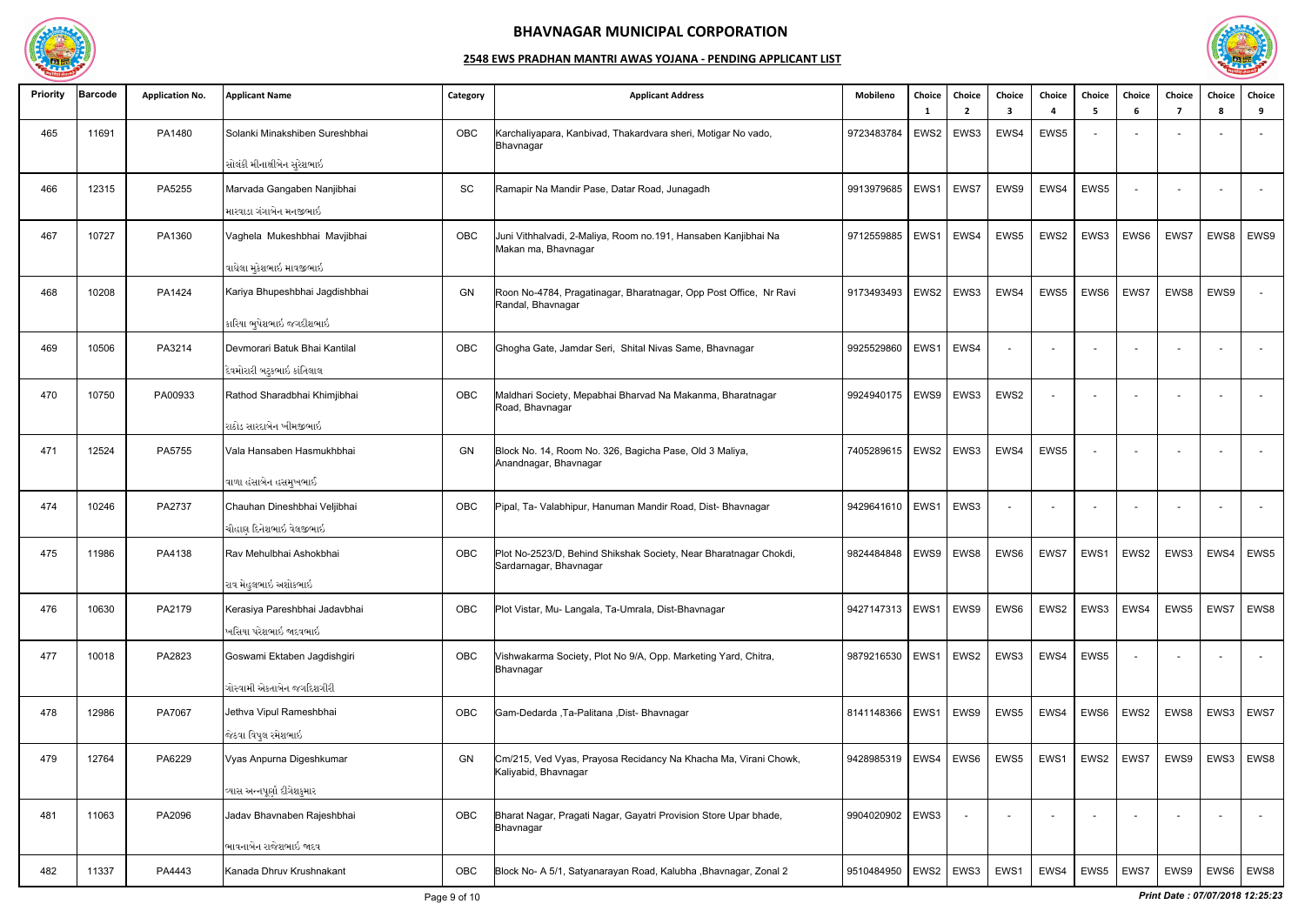# BHAVNAGAR MUNICIPAL CORPORATION

## 2548 EWS PRADHAN MANTRI AWAS YOJANA - PENDING APPLICANT LIST

| Priority | Barcode | Application No. | Applicant Name | Category | Applicant Address | Mobileno | Choice 1 | Choice 2 | Choice 3 | Choice 4 | Choice 5 | Choice 6 | Choice 7 | Choice 8 | Choice 9 |
|---|---|---|---|---|---|---|---|---|---|---|---|---|---|---|---|
| 465 | 11691 | PA1480 | Solanki Minakshiben Sureshbhai<br>સોલંકી મીનાક્ષીબેન સુરેશભાઈ | OBC | Karchaliyapara, Kanbivad, Thakardvara sheri, Motigar No vado, Bhavnagar | 9723483784 | EWS2 | EWS3 | EWS4 | EWS5 | - | - | - | - | - |
| 466 | 12315 | PA5255 | Marvada Gangaben Nanjibhai<br>મારવાડા ગંગાબેન નનજીભાઈ | SC | Ramapir Na Mandir Pase, Datar Road, Junagadh | 9913979685 | EWS1 | EWS7 | EWS9 | EWS4 | EWS5 | - | - | - | - |
| 467 | 10727 | PA1360 | Vaghela Mukeshbhai Mavjibhai<br>વાઘેલા મુકેશભાઈ માવજીભાઈ | OBC | Juni Vithhalvadi, 2-Maliya, Room no.191, Hansaben Kanjibhai Na Makan ma, Bhavnagar | 9712559885 | EWS1 | EWS4 | EWS5 | EWS2 | EWS3 | EWS6 | EWS7 | EWS8 | EWS9 |
| 468 | 10208 | PA1424 | Kariya Bhupeshbhai Jagdishbhai<br>કારિયા ભુપેશભાઈ જગદીશભાઈ | GN | Roon No-4784, Pragatinagar, Bharatnagar, Opp Post Office, Nr Ravi Randal, Bhavnagar | 9173493493 | EWS2 | EWS3 | EWS4 | EWS5 | EWS6 | EWS7 | EWS8 | EWS9 | - |
| 469 | 10506 | PA3214 | Devmorari Batuk Bhai Kantilal<br>દેવમોરારી બટુકભાઈ કાંતિલાલ | OBC | Ghogha Gate, Jamdar Seri, Shital Nivas Same, Bhavnagar | 9925529860 | EWS1 | EWS4 | - | - | - | - | - | - | - |
| 470 | 10750 | PA00933 | Rathod Sharadbhai Khimjibhai<br>રાઠોડ સારદાબેન ખીમજીભાઈ | OBC | Maldhari Society, Mepabhai Bharvad Na Makanma, Bharatnagar Road, Bhavnagar | 9924940175 | EWS9 | EWS3 | EWS2 | - | - | - | - | - | - |
| 471 | 12524 | PA5755 | Vala Hansaben Hasmukhbhai<br>વાળા હંસાબેન હસમુખભાઈ | GN | Block No. 14, Room No. 326, Bagicha Pase, Old 3 Maliya, Anandnagar, Bhavnagar | 7405289615 | EWS2 | EWS3 | EWS4 | EWS5 | - | - | - | - | - |
| 474 | 10246 | PA2737 | Chauhan Dineshbhai Veljibhai<br>ચૌહાણ દિનેશભાઈ વેલજીભાઈ | OBC | Pipal, Ta- Valabhipur, Hanuman Mandir Road, Dist- Bhavnagar | 9429641610 | EWS1 | EWS3 | - | - | - | - | - | - | - |
| 475 | 11986 | PA4138 | Rav Mehulbhai Ashokbhai<br>રાવ મેહુલભાઈ અશોકભાઈ | OBC | Plot No-2523/D, Behind Shikshak Society, Near Bharatnagar Chokdi, Sardarnagar, Bhavnagar | 9824484848 | EWS9 | EWS8 | EWS6 | EWS7 | EWS1 | EWS2 | EWS3 | EWS4 | EWS5 |
| 476 | 10630 | PA2179 | Kerasiya Pareshbhai Jadavbhai<br>ખરસિયા પરેશભાઈ જાદવભાઈ | OBC | Plot Vistar, Mu- Langala, Ta-Umrala, Dist-Bhavnagar | 9427147313 | EWS1 | EWS9 | EWS6 | EWS2 | EWS3 | EWS4 | EWS5 | EWS7 | EWS8 |
| 477 | 10018 | PA2823 | Goswami Ektaben Jagdishgiri<br>ગોસ્વામી એકતાબેન જગદિશગીરી | OBC | Vishwakarma Society, Plot No 9/A, Opp. Marketing Yard, Chitra, Bhavnagar | 9879216530 | EWS1 | EWS2 | EWS3 | EWS4 | EWS5 | - | - | - | - |
| 478 | 12986 | PA7067 | Jethva Vipul Rameshbhai<br>જેઠવા વિપુલ રમેશભાઈ | OBC | Gam-Dedarda ,Ta-Palitana ,Dist- Bhavnagar | 8141148366 | EWS1 | EWS9 | EWS5 | EWS4 | EWS6 | EWS2 | EWS8 | EWS3 | EWS7 |
| 479 | 12764 | PA6229 | Vyas Anpurna Digeshkumar<br>વ્યાસ અન્નપૂર્ણા દીગેશકુમાર | GN | Cm/215, Ved Vyas, Prayosa Recidancy Na Khacha Ma, Virani Chowk, Kaliyabid, Bhavnagar | 9428985319 | EWS4 | EWS6 | EWS5 | EWS1 | EWS2 | EWS7 | EWS9 | EWS3 | EWS8 |
| 481 | 11063 | PA2096 | Jadav Bhavnaben Rajeshbhai<br>ભાવનાબેન રાજેશભાઈ જાદવ | OBC | Bharat Nagar, Pragati Nagar, Gayatri Provision Store Upar bhade, Bhavnagar | 9904020902 | EWS3 | - | - | - | - | - | - | - | - |
| 482 | 11337 | PA4443 | Kanada Dhruv Krushnakant | OBC | Block No- A 5/1, Satyanarayan Road, Kalubha ,Bhavnagar, Zonal 2 | 9510484950 | EWS2 | EWS3 | EWS1 | EWS4 | EWS5 | EWS7 | EWS9 | EWS6 | EWS8 |

*Print Date : 07/07/2018 12:25:23*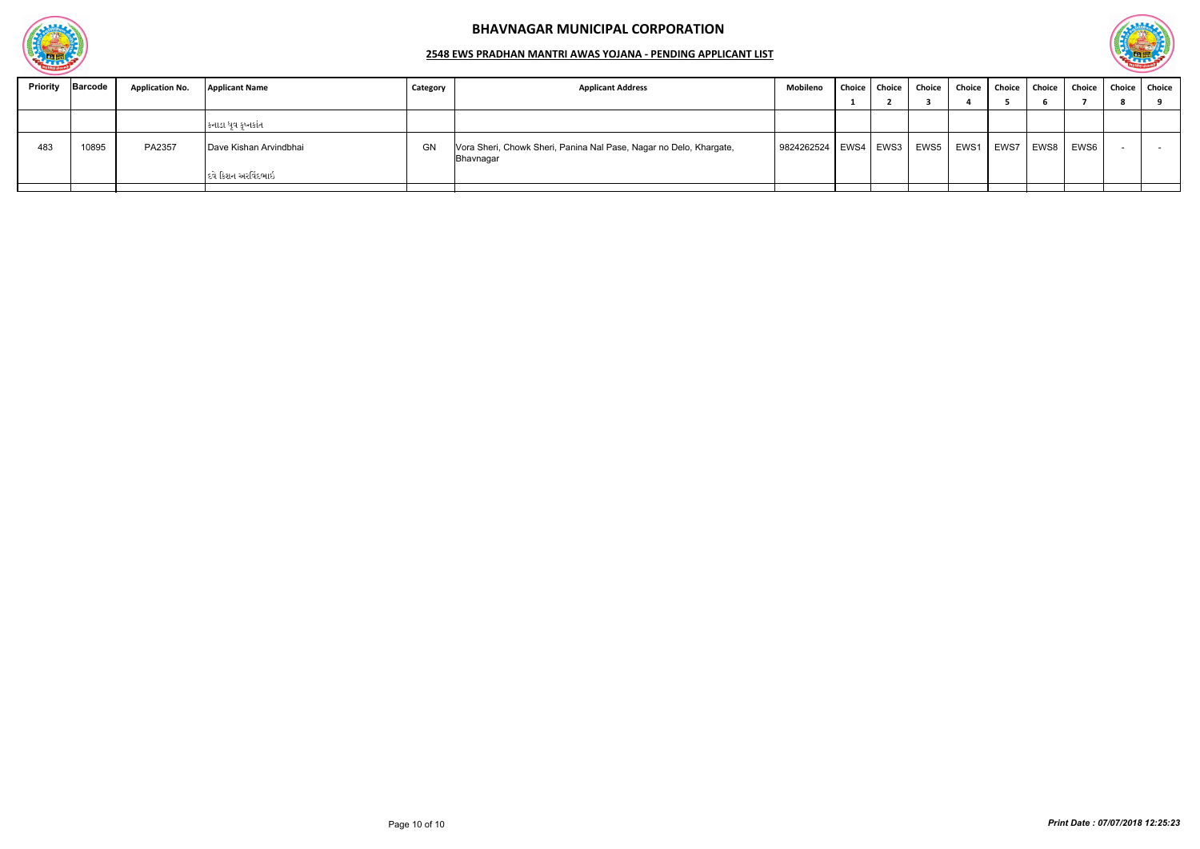# BHAVNAGAR MUNICIPAL CORPORATION

## 2548 EWS PRADHAN MANTRI AWAS YOJANA - PENDING APPLICANT LIST

| Priority | Barcode | Application No. | Applicant Name | Category | Applicant Address | Mobileno | Choice 1 | Choice 2 | Choice 3 | Choice 4 | Choice 5 | Choice 6 | Choice 7 | Choice 8 | Choice 9 |
|---|---|---|---|---|---|---|---|---|---|---|---|---|---|---|---|
| | | | કનાડા ધ્રુવ કૃષ્ણકાંત | | | | | | | | | | | | |
| 483 | 10895 | PA2357 | Dave Kishan Arvindbhai<br>દવે કિશન અરવિંદભાઇ | GN | Vora Sheri, Chowk Sheri, Panina Nal Pase, Nagar no Delo, Khargate, Bhavnagar | 9824262524 | EWS4 | EWS3 | EWS5 | EWS1 | EWS7 | EWS8 | EWS6 | - | - |

*Print Date : 07/07/2018 12:25:23*